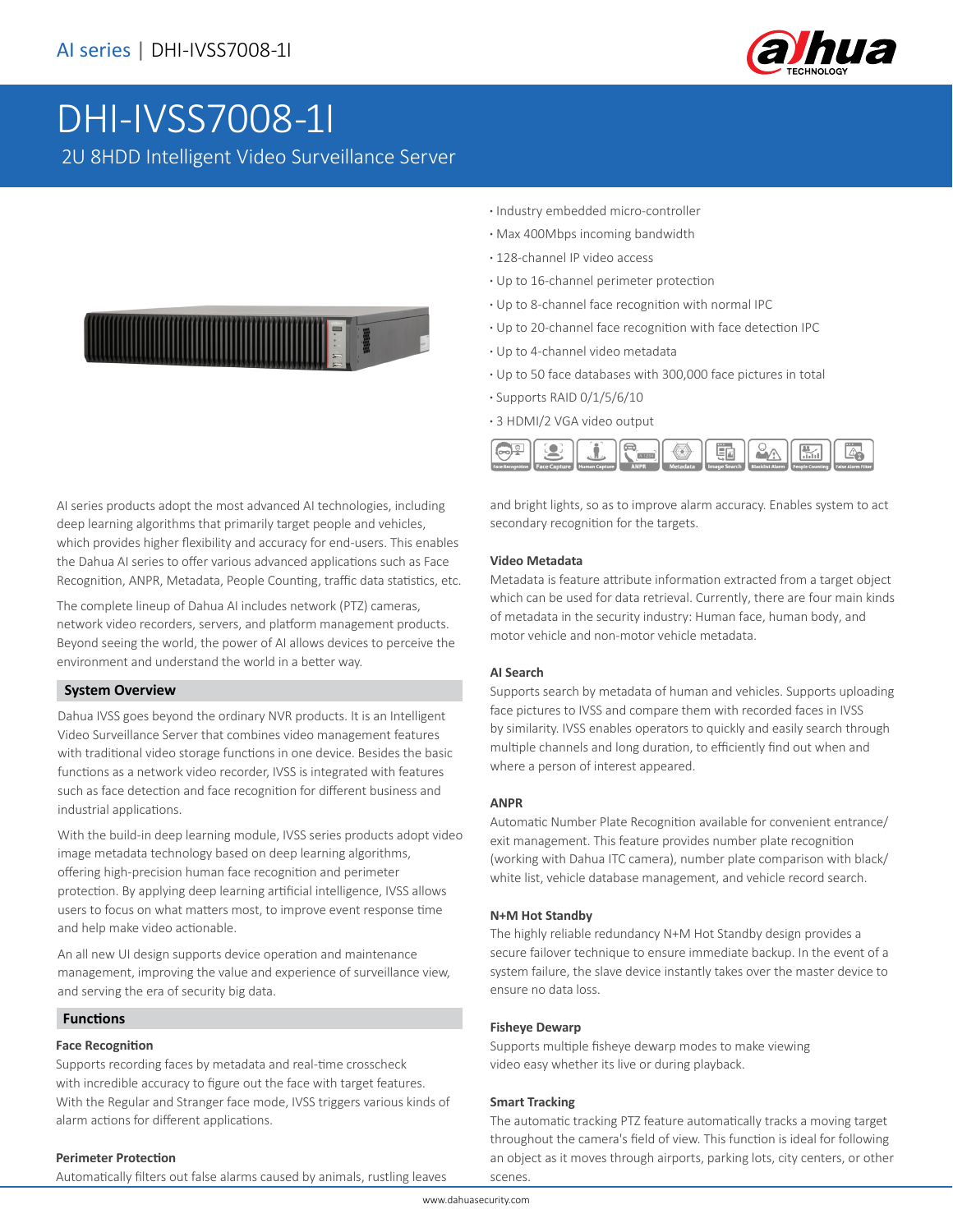# DHI-IVSS7008-1I

2U 8HDD Intelligent Video Surveillance Server

- Industry embedded micro-controller
- Max 400Mbps incoming bandwidth
- 128-channel IP video access
- Up to 16-channel perimeter protection
- Up to 8-channel face recognition with normal IPC
- Up to 20-channel face recognition with face detection IPC
- Up to 4-channel video metadata
- Up to 50 face databases with 300,000 face pictures in total
- Supports RAID 0/1/5/6/10
- 3 HDMI/2 VGA video output

Face Recognition | Face Capture | Human Capture | ANPR | Metadata | Image Search | Blacklist Alarm | People Counting | False Alarm Filter

AI series products adopt the most advanced AI technologies, including deep learning algorithms that primarily target people and vehicles, which provides higher flexibility and accuracy for end-users. This enables the Dahua AI series to offer various advanced applications such as Face Recognition, ANPR, Metadata, People Counting, traffic data statistics, etc.

The complete lineup of Dahua AI includes network (PTZ) cameras, network video recorders, servers, and platform management products. Beyond seeing the world, the power of AI allows devices to perceive the environment and understand the world in a better way.

## System Overview

Dahua IVSS goes beyond the ordinary NVR products. It is an Intelligent Video Surveillance Server that combines video management features with traditional video storage functions in one device. Besides the basic functions as a network video recorder, IVSS is integrated with features such as face detection and face recognition for different business and industrial applications.

With the build-in deep learning module, IVSS series products adopt video image metadata technology based on deep learning algorithms, offering high-precision human face recognition and perimeter protection. By applying deep learning artificial intelligence, IVSS allows users to focus on what matters most, to improve event response time and help make video actionable.

An all new UI design supports device operation and maintenance management, improving the value and experience of surveillance view, and serving the era of security big data.

## Functions

### Face Recognition

Supports recording faces by metadata and real-time crosscheck with incredible accuracy to figure out the face with target features. With the Regular and Stranger face mode, IVSS triggers various kinds of alarm actions for different applications.

### Perimeter Protection

Automatically filters out false alarms caused by animals, rustling leaves and bright lights, so as to improve alarm accuracy. Enables system to act secondary recognition for the targets.

### Video Metadata

Metadata is feature attribute information extracted from a target object which can be used for data retrieval. Currently, there are four main kinds of metadata in the security industry: Human face, human body, and motor vehicle and non-motor vehicle metadata.

### AI Search

Supports search by metadata of human and vehicles. Supports uploading face pictures to IVSS and compare them with recorded faces in IVSS by similarity. IVSS enables operators to quickly and easily search through multiple channels and long duration, to efficiently find out when and where a person of interest appeared.

### ANPR

Automatic Number Plate Recognition available for convenient entrance/exit management. This feature provides number plate recognition (working with Dahua ITC camera), number plate comparison with black/white list, vehicle database management, and vehicle record search.

### N+M Hot Standby

The highly reliable redundancy N+M Hot Standby design provides a secure failover technique to ensure immediate backup. In the event of a system failure, the slave device instantly takes over the master device to ensure no data loss.

### Fisheye Dewarp

Supports multiple fisheye dewarp modes to make viewing video easy whether its live or during playback.

### Smart Tracking

The automatic tracking PTZ feature automatically tracks a moving target throughout the camera's field of view. This function is ideal for following an object as it moves through airports, parking lots, city centers, or other scenes.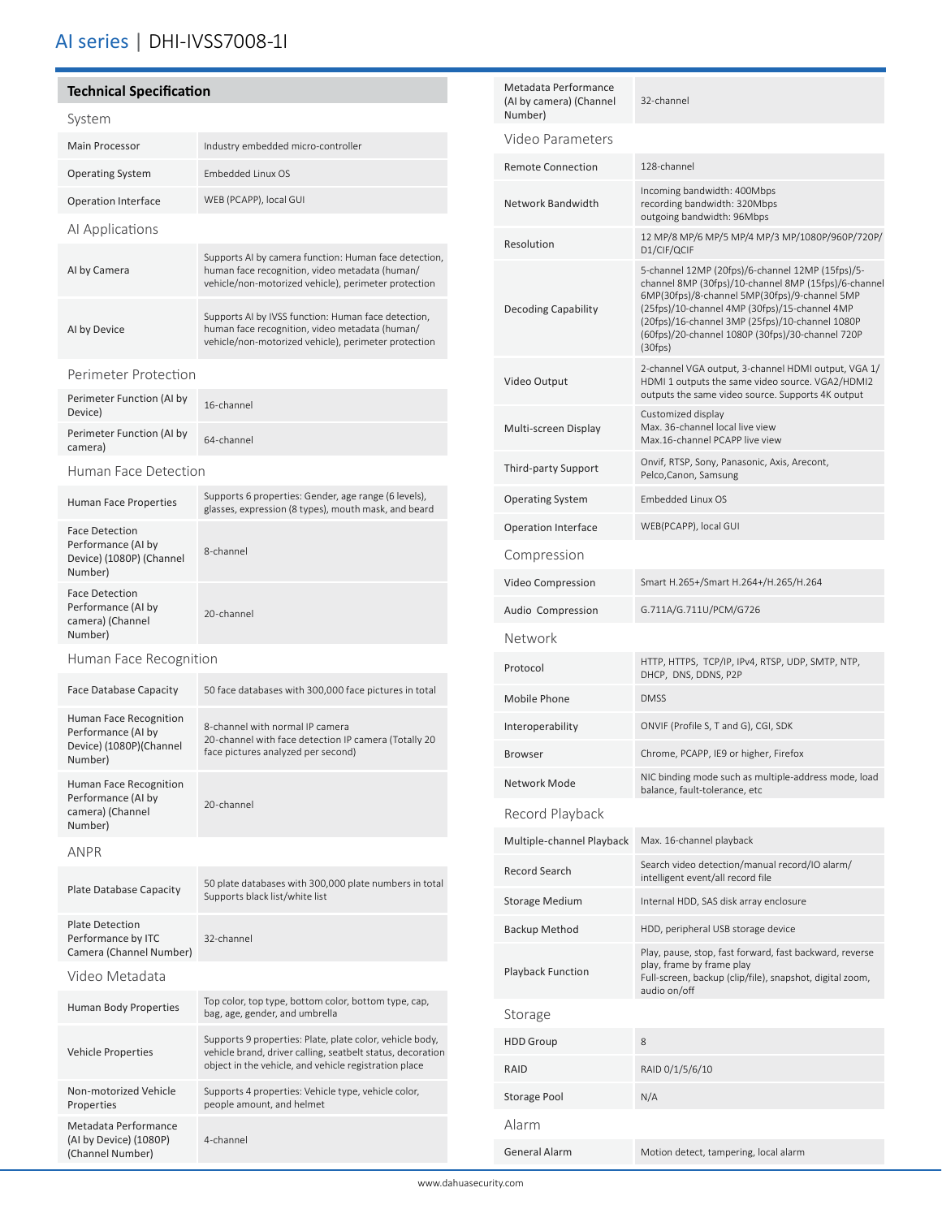# AI series | DHI-IVSS7008-1I

## Technical Specification

### System

| | |
|---|---|
| Main Processor | Industry embedded micro-controller |
| Operating System | Embedded Linux OS |
| Operation Interface | WEB (PCAPP), local GUI |

### AI Applications

| | |
|---|---|
| AI by Camera | Supports AI by camera function: Human face detection, human face recognition, video metadata (human/ vehicle/non-motorized vehicle), perimeter protection |
| AI by Device | Supports AI by IVSS function: Human face detection, human face recognition, video metadata (human/ vehicle/non-motorized vehicle), perimeter protection |

### Perimeter Protection

| | |
|---|---|
| Perimeter Function (AI by Device) | 16-channel |
| Perimeter Function (AI by camera) | 64-channel |

### Human Face Detection

| | |
|---|---|
| Human Face Properties | Supports 6 properties: Gender, age range (6 levels), glasses, expression (8 types), mouth mask, and beard |
| Face Detection Performance (AI by Device) (1080P) (Channel Number) | 8-channel |
| Face Detection Performance (AI by camera) (Channel Number) | 20-channel |

### Human Face Recognition

| | |
|---|---|
| Face Database Capacity | 50 face databases with 300,000 face pictures in total |
| Human Face Recognition Performance (AI by Device) (1080P)(Channel Number) | 8-channel with normal IP camera<br>20-channel with face detection IP camera (Totally 20 face pictures analyzed per second) |
| Human Face Recognition Performance (AI by camera) (Channel Number) | 20-channel |

### ANPR

| | |
|---|---|
| Plate Database Capacity | 50 plate databases with 300,000 plate numbers in total<br>Supports black list/white list |
| Plate Detection Performance by ITC Camera (Channel Number) | 32-channel |

### Video Metadata

| | |
|---|---|
| Human Body Properties | Top color, top type, bottom color, bottom type, cap, bag, age, gender, and umbrella |
| Vehicle Properties | Supports 9 properties: Plate, plate color, vehicle body, vehicle brand, driver calling, seatbelt status, decoration object in the vehicle, and vehicle registration place |
| Non-motorized Vehicle Properties | Supports 4 properties: Vehicle type, vehicle color, people amount, and helmet |
| Metadata Performance (AI by Device) (1080P) (Channel Number) | 4-channel |
| Metadata Performance (AI by camera) (Channel Number) | 32-channel |

### Video Parameters

| | |
|---|---|
| Remote Connection | 128-channel |
| Network Bandwidth | Incoming bandwidth: 400Mbps<br>recording bandwidth: 320Mbps<br>outgoing bandwidth: 96Mbps |
| Resolution | 12 MP/8 MP/6 MP/5 MP/4 MP/3 MP/1080P/960P/720P/ D1/CIF/QCIF |
| Decoding Capability | 5-channel 12MP (20fps)/6-channel 12MP (15fps)/5-channel 8MP (30fps)/10-channel 8MP (15fps)/6-channel 6MP(30fps)/8-channel 5MP(30fps)/9-channel 5MP (25fps)/10-channel 4MP (30fps)/15-channel 4MP (20fps)/16-channel 3MP (25fps)/10-channel 1080P (60fps)/20-channel 1080P (30fps)/30-channel 720P (30fps) |
| Video Output | 2-channel VGA output, 3-channel HDMI output, VGA 1/ HDMI 1 outputs the same video source. VGA2/HDMI2 outputs the same video source. Supports 4K output |
| Multi-screen Display | Customized display<br>Max. 36-channel local live view<br>Max.16-channel PCAPP live view |
| Third-party Support | Onvif, RTSP, Sony, Panasonic, Axis, Arecont, Pelco,Canon, Samsung |
| Operating System | Embedded Linux OS |
| Operation Interface | WEB(PCAPP), local GUI |

### Compression

| | |
|---|---|
| Video Compression | Smart H.265+/Smart H.264+/H.265/H.264 |
| Audio Compression | G.711A/G.711U/PCM/G726 |

### Network

| | |
|---|---|
| Protocol | HTTP, HTTPS, TCP/IP, IPv4, RTSP, UDP, SMTP, NTP, DHCP, DNS, DDNS, P2P |
| Mobile Phone | DMSS |
| Interoperability | ONVIF (Profile S, T and G), CGI, SDK |
| Browser | Chrome, PCAPP, IE9 or higher, Firefox |
| Network Mode | NIC binding mode such as multiple-address mode, load balance, fault-tolerance, etc |

### Record Playback

| | |
|---|---|
| Multiple-channel Playback | Max. 16-channel playback |
| Record Search | Search video detection/manual record/IO alarm/ intelligent event/all record file |
| Storage Medium | Internal HDD, SAS disk array enclosure |
| Backup Method | HDD, peripheral USB storage device |
| Playback Function | Play, pause, stop, fast forward, fast backward, reverse play, frame by frame play<br>Full-screen, backup (clip/file), snapshot, digital zoom, audio on/off |

### Storage

| | |
|---|---|
| HDD Group | 8 |
| RAID | RAID 0/1/5/6/10 |
| Storage Pool | N/A |

### Alarm

| | |
|---|---|
| General Alarm | Motion detect, tampering, local alarm |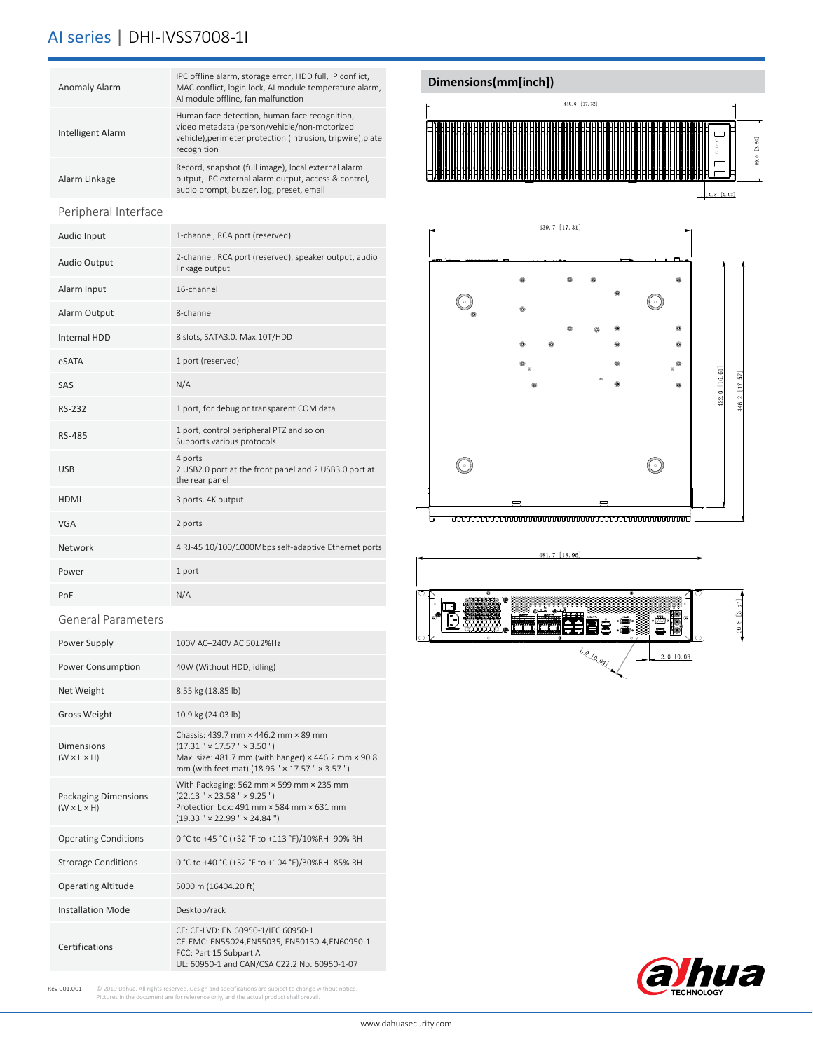| | |
|---|---|
| Anomaly Alarm | IPC offline alarm, storage error, HDD full, IP conflict, MAC conflict, login lock, AI module temperature alarm, AI module offline, fan malfunction |
| Intelligent Alarm | Human face detection, human face recognition, video metadata (person/vehicle/non-motorized vehicle),perimeter protection (intrusion, tripwire),plate recognition |
| Alarm Linkage | Record, snapshot (full image), local external alarm output, IPC external alarm output, access & control, audio prompt, buzzer, log, preset, email |

### Peripheral Interface

| | |
|---|---|
| Audio Input | 1-channel, RCA port (reserved) |
| Audio Output | 2-channel, RCA port (reserved), speaker output, audio linkage output |
| Alarm Input | 16-channel |
| Alarm Output | 8-channel |
| Internal HDD | 8 slots, SATA3.0. Max.10T/HDD |
| eSATA | 1 port (reserved) |
| SAS | N/A |
| RS-232 | 1 port, for debug or transparent COM data |
| RS-485 | 1 port, control peripheral PTZ and so on Supports various protocols |
| USB | 4 ports 2 USB2.0 port at the front panel and 2 USB3.0 port at the rear panel |
| HDMI | 3 ports. 4K output |
| VGA | 2 ports |
| Network | 4 RJ-45 10/100/1000Mbps self-adaptive Ethernet ports |
| Power | 1 port |
| PoE | N/A |

### General Parameters

| | |
|---|---|
| Power Supply | 100V AC–240V AC 50±2%Hz |
| Power Consumption | 40W (Without HDD, idling) |
| Net Weight | 8.55 kg (18.85 lb) |
| Gross Weight | 10.9 kg (24.03 lb) |
| Dimensions (W × L × H) | Chassis: 439.7 mm × 446.2 mm × 89 mm (17.31 " × 17.57 " × 3.50 ") Max. size: 481.7 mm (with hanger) × 446.2 mm × 90.8 mm (with feet mat) (18.96 " × 17.57 " × 3.57 ") |
| Packaging Dimensions (W × L × H) | With Packaging: 562 mm × 599 mm × 235 mm (22.13 " × 23.58 " × 9.25 ") Protection box: 491 mm × 584 mm × 631 mm (19.33 " × 22.99 " × 24.84 ") |
| Operating Conditions | 0 °C to +45 °C (+32 °F to +113 °F)/10%RH–90% RH |
| Strorage Conditions | 0 °C to +40 °C (+32 °F to +104 °F)/30%RH–85% RH |
| Operating Altitude | 5000 m (16404.20 ft) |
| Installation Mode | Desktop/rack |
| Certifications | CE: CE-LVD: EN 60950-1/IEC 60950-1 CE-EMC: EN55024,EN55035, EN50130-4,EN60950-1 FCC: Part 15 Subpart A UL: 60950-1 and CAN/CSA C22.2 No. 60950-1-07 |

## Dimensions(mm[inch])

440.6 [17.32]
89.0 [3.50]
0.8 [0.03]
439.7 [17.31]
422.0 [16.61]
446.2 [17.57]
481.7 [18.96]
90.8 [3.57]
1.0 [0.04]
2.0 [0.08]

Rev 001.001 © 2019 Dahua. All rights reserved. Design and specifications are subject to change without notice. Pictures in the document are for reference only, and the actual product shall prevail.